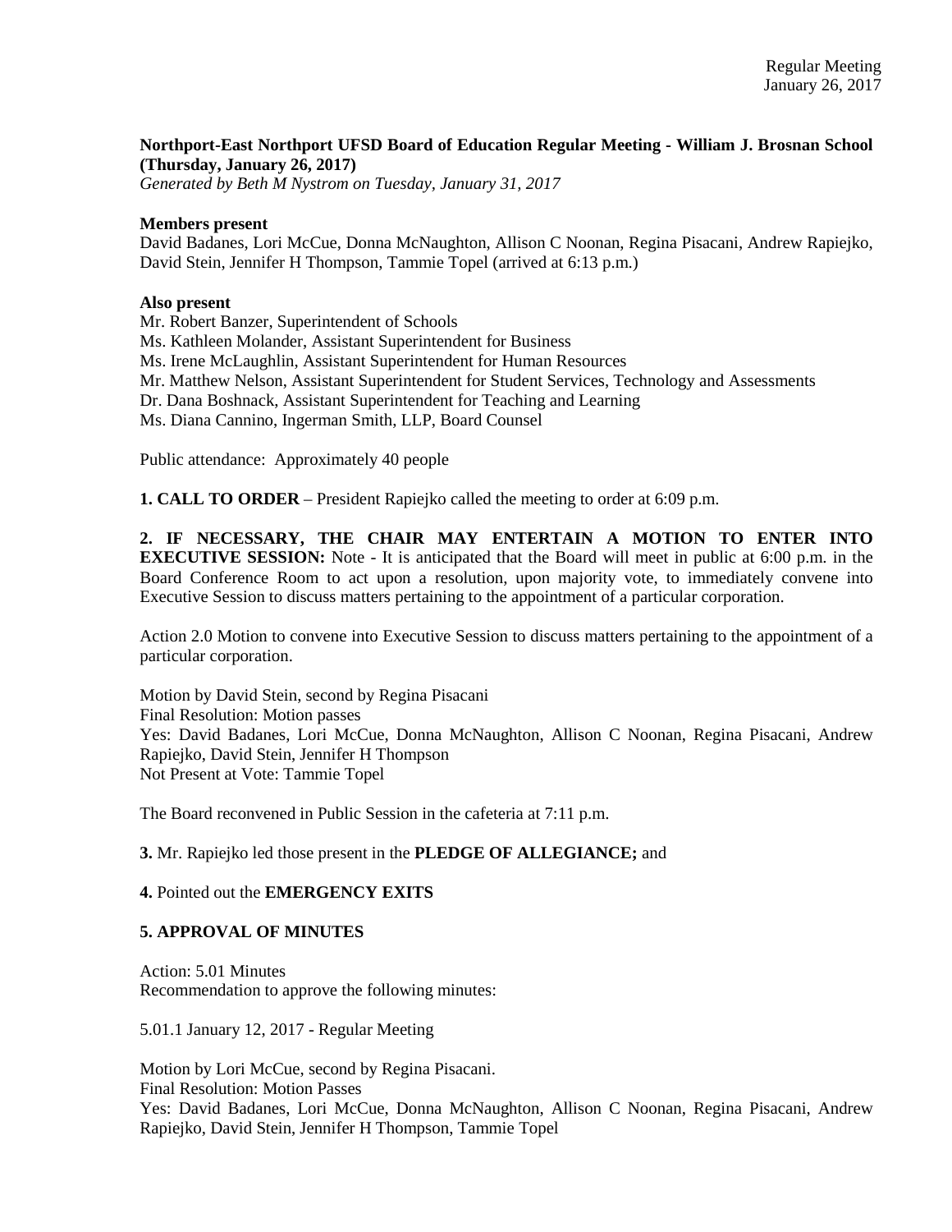**Northport-East Northport UFSD Board of Education Regular Meeting - William J. Brosnan School (Thursday, January 26, 2017)**
*Generated by Beth M Nystrom on Tuesday, January 31, 2017*

**Members present**
David Badanes, Lori McCue, Donna McNaughton, Allison C Noonan, Regina Pisacani, Andrew Rapiejko, David Stein, Jennifer H Thompson, Tammie Topel (arrived at 6:13 p.m.)

**Also present**
Mr. Robert Banzer, Superintendent of Schools
Ms. Kathleen Molander, Assistant Superintendent for Business
Ms. Irene McLaughlin, Assistant Superintendent for Human Resources
Mr. Matthew Nelson, Assistant Superintendent for Student Services, Technology and Assessments
Dr. Dana Boshnack, Assistant Superintendent for Teaching and Learning
Ms. Diana Cannino, Ingerman Smith, LLP, Board Counsel

Public attendance: Approximately 40 people

**1. CALL TO ORDER** – President Rapiejko called the meeting to order at 6:09 p.m.

**2. IF NECESSARY, THE CHAIR MAY ENTERTAIN A MOTION TO ENTER INTO EXECUTIVE SESSION:** Note - It is anticipated that the Board will meet in public at 6:00 p.m. in the Board Conference Room to act upon a resolution, upon majority vote, to immediately convene into Executive Session to discuss matters pertaining to the appointment of a particular corporation.

Action 2.0 Motion to convene into Executive Session to discuss matters pertaining to the appointment of a particular corporation.

Motion by David Stein, second by Regina Pisacani
Final Resolution: Motion passes
Yes: David Badanes, Lori McCue, Donna McNaughton, Allison C Noonan, Regina Pisacani, Andrew Rapiejko, David Stein, Jennifer H Thompson
Not Present at Vote: Tammie Topel

The Board reconvened in Public Session in the cafeteria at 7:11 p.m.

**3.** Mr. Rapiejko led those present in the **PLEDGE OF ALLEGIANCE;** and

**4.** Pointed out the **EMERGENCY EXITS**

**5. APPROVAL OF MINUTES**

Action: 5.01 Minutes
Recommendation to approve the following minutes:

5.01.1 January 12, 2017 - Regular Meeting

Motion by Lori McCue, second by Regina Pisacani.
Final Resolution: Motion Passes
Yes: David Badanes, Lori McCue, Donna McNaughton, Allison C Noonan, Regina Pisacani, Andrew Rapiejko, David Stein, Jennifer H Thompson, Tammie Topel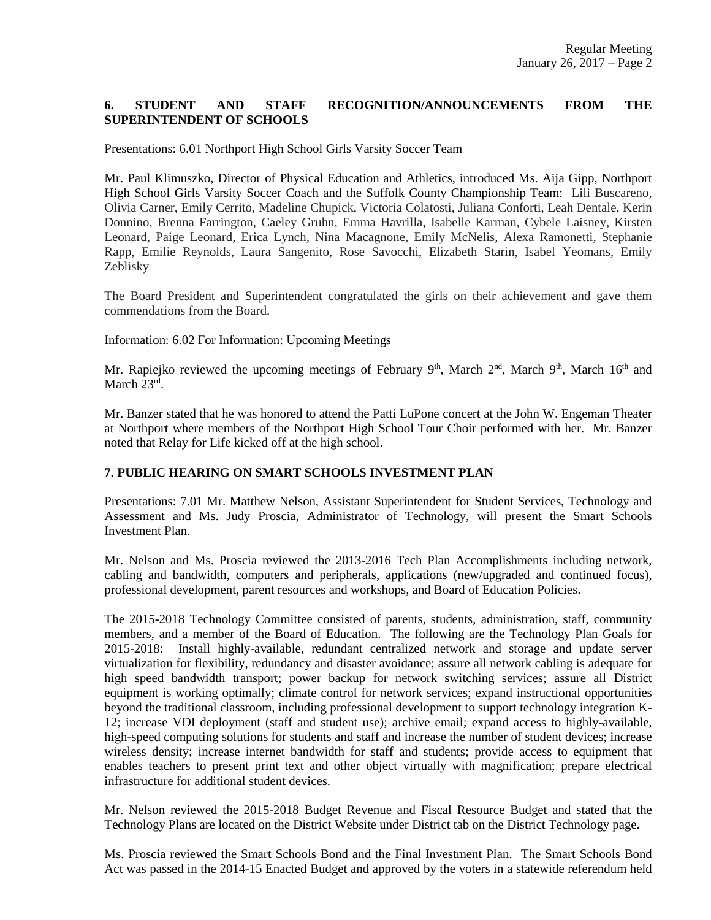## 6. STUDENT AND STAFF RECOGNITION/ANNOUNCEMENTS FROM THE SUPERINTENDENT OF SCHOOLS

Presentations: 6.01 Northport High School Girls Varsity Soccer Team

Mr. Paul Klimuszko, Director of Physical Education and Athletics, introduced Ms. Aija Gipp, Northport High School Girls Varsity Soccer Coach and the Suffolk County Championship Team: Lili Buscareno, Olivia Carner, Emily Cerrito, Madeline Chupick, Victoria Colatosti, Juliana Conforti, Leah Dentale, Kerin Donnino, Brenna Farrington, Caeley Gruhn, Emma Havrilla, Isabelle Karman, Cybele Laisney, Kirsten Leonard, Paige Leonard, Erica Lynch, Nina Macagnone, Emily McNelis, Alexa Ramonetti, Stephanie Rapp, Emilie Reynolds, Laura Sangenito, Rose Savocchi, Elizabeth Starin, Isabel Yeomans, Emily Zeblisky

The Board President and Superintendent congratulated the girls on their achievement and gave them commendations from the Board.

Information: 6.02 For Information: Upcoming Meetings

Mr. Rapiejko reviewed the upcoming meetings of February 9th, March 2nd, March 9th, March 16th and March 23rd.

Mr. Banzer stated that he was honored to attend the Patti LuPone concert at the John W. Engeman Theater at Northport where members of the Northport High School Tour Choir performed with her. Mr. Banzer noted that Relay for Life kicked off at the high school.

## 7. PUBLIC HEARING ON SMART SCHOOLS INVESTMENT PLAN

Presentations: 7.01 Mr. Matthew Nelson, Assistant Superintendent for Student Services, Technology and Assessment and Ms. Judy Proscia, Administrator of Technology, will present the Smart Schools Investment Plan.

Mr. Nelson and Ms. Proscia reviewed the 2013-2016 Tech Plan Accomplishments including network, cabling and bandwidth, computers and peripherals, applications (new/upgraded and continued focus), professional development, parent resources and workshops, and Board of Education Policies.

The 2015-2018 Technology Committee consisted of parents, students, administration, staff, community members, and a member of the Board of Education. The following are the Technology Plan Goals for 2015-2018: Install highly-available, redundant centralized network and storage and update server virtualization for flexibility, redundancy and disaster avoidance; assure all network cabling is adequate for high speed bandwidth transport; power backup for network switching services; assure all District equipment is working optimally; climate control for network services; expand instructional opportunities beyond the traditional classroom, including professional development to support technology integration K-12; increase VDI deployment (staff and student use); archive email; expand access to highly-available, high-speed computing solutions for students and staff and increase the number of student devices; increase wireless density; increase internet bandwidth for staff and students; provide access to equipment that enables teachers to present print text and other object virtually with magnification; prepare electrical infrastructure for additional student devices.

Mr. Nelson reviewed the 2015-2018 Budget Revenue and Fiscal Resource Budget and stated that the Technology Plans are located on the District Website under District tab on the District Technology page.

Ms. Proscia reviewed the Smart Schools Bond and the Final Investment Plan. The Smart Schools Bond Act was passed in the 2014-15 Enacted Budget and approved by the voters in a statewide referendum held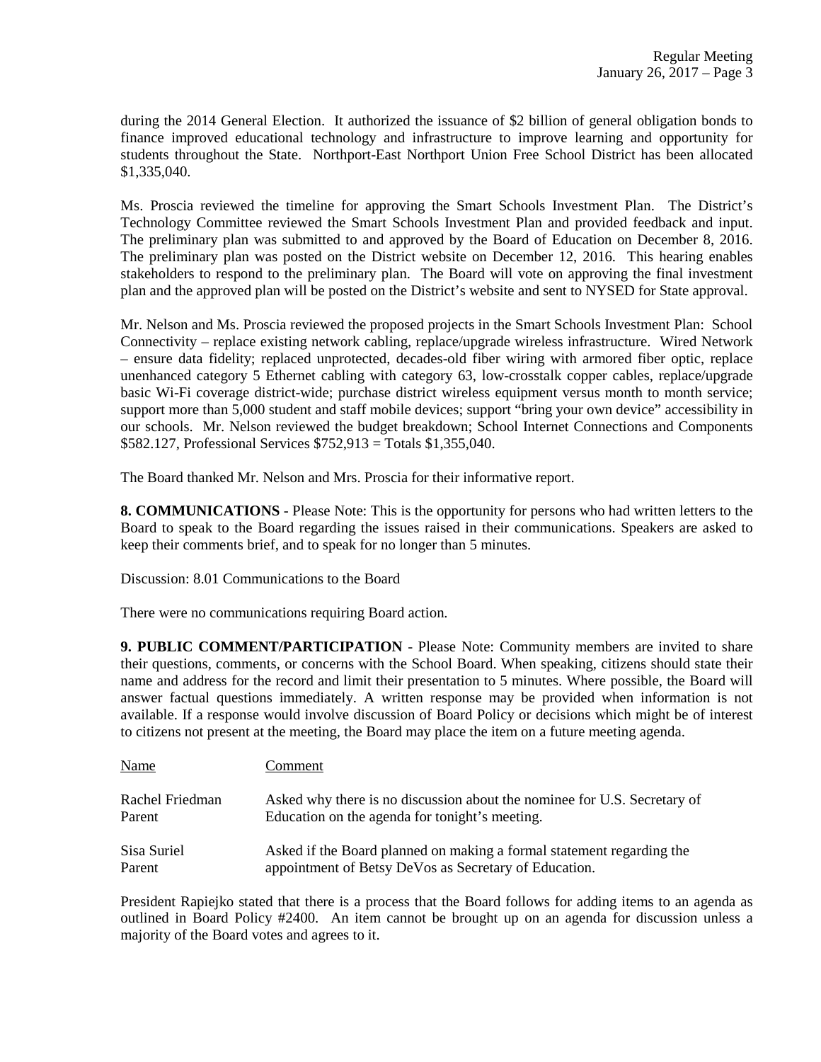during the 2014 General Election. It authorized the issuance of $2 billion of general obligation bonds to finance improved educational technology and infrastructure to improve learning and opportunity for students throughout the State. Northport-East Northport Union Free School District has been allocated $1,335,040.

Ms. Proscia reviewed the timeline for approving the Smart Schools Investment Plan. The District's Technology Committee reviewed the Smart Schools Investment Plan and provided feedback and input. The preliminary plan was submitted to and approved by the Board of Education on December 8, 2016. The preliminary plan was posted on the District website on December 12, 2016. This hearing enables stakeholders to respond to the preliminary plan. The Board will vote on approving the final investment plan and the approved plan will be posted on the District's website and sent to NYSED for State approval.

Mr. Nelson and Ms. Proscia reviewed the proposed projects in the Smart Schools Investment Plan: School Connectivity – replace existing network cabling, replace/upgrade wireless infrastructure. Wired Network – ensure data fidelity; replaced unprotected, decades-old fiber wiring with armored fiber optic, replace unenhanced category 5 Ethernet cabling with category 63, low-crosstalk copper cables, replace/upgrade basic Wi-Fi coverage district-wide; purchase district wireless equipment versus month to month service; support more than 5,000 student and staff mobile devices; support "bring your own device" accessibility in our schools. Mr. Nelson reviewed the budget breakdown; School Internet Connections and Components $582.127, Professional Services $752,913 = Totals $1,355,040.

The Board thanked Mr. Nelson and Mrs. Proscia for their informative report.

**8. COMMUNICATIONS** - Please Note: This is the opportunity for persons who had written letters to the Board to speak to the Board regarding the issues raised in their communications. Speakers are asked to keep their comments brief, and to speak for no longer than 5 minutes.

Discussion: 8.01 Communications to the Board

There were no communications requiring Board action.

**9. PUBLIC COMMENT/PARTICIPATION** - Please Note: Community members are invited to share their questions, comments, or concerns with the School Board. When speaking, citizens should state their name and address for the record and limit their presentation to 5 minutes. Where possible, the Board will answer factual questions immediately. A written response may be provided when information is not available. If a response would involve discussion of Board Policy or decisions which might be of interest to citizens not present at the meeting, the Board may place the item on a future meeting agenda.

| Name | Comment |
|---|---|
| Rachel Friedman<br>Parent | Asked why there is no discussion about the nominee for U.S. Secretary of Education on the agenda for tonight's meeting. |
| Sisa Suriel<br>Parent | Asked if the Board planned on making a formal statement regarding the appointment of Betsy DeVos as Secretary of Education. |

President Rapiejko stated that there is a process that the Board follows for adding items to an agenda as outlined in Board Policy #2400. An item cannot be brought up on an agenda for discussion unless a majority of the Board votes and agrees to it.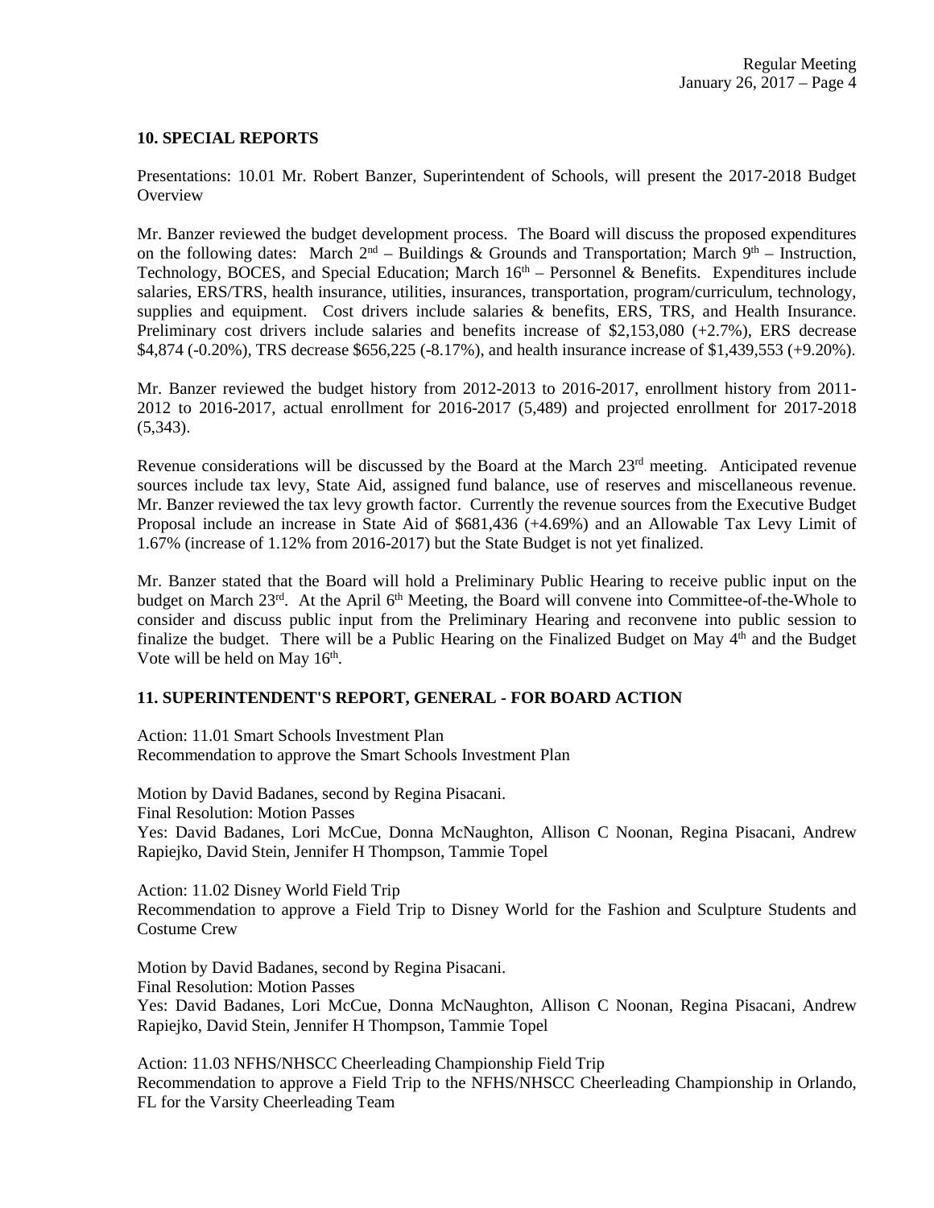**10. SPECIAL REPORTS**

Presentations: 10.01 Mr. Robert Banzer, Superintendent of Schools, will present the 2017-2018 Budget Overview

Mr. Banzer reviewed the budget development process. The Board will discuss the proposed expenditures on the following dates: March 2nd – Buildings & Grounds and Transportation; March 9th – Instruction, Technology, BOCES, and Special Education; March 16th – Personnel & Benefits. Expenditures include salaries, ERS/TRS, health insurance, utilities, insurances, transportation, program/curriculum, technology, supplies and equipment. Cost drivers include salaries & benefits, ERS, TRS, and Health Insurance. Preliminary cost drivers include salaries and benefits increase of $2,153,080 (+2.7%), ERS decrease $4,874 (-0.20%), TRS decrease $656,225 (-8.17%), and health insurance increase of $1,439,553 (+9.20%).

Mr. Banzer reviewed the budget history from 2012-2013 to 2016-2017, enrollment history from 2011-2012 to 2016-2017, actual enrollment for 2016-2017 (5,489) and projected enrollment for 2017-2018 (5,343).

Revenue considerations will be discussed by the Board at the March 23rd meeting. Anticipated revenue sources include tax levy, State Aid, assigned fund balance, use of reserves and miscellaneous revenue. Mr. Banzer reviewed the tax levy growth factor. Currently the revenue sources from the Executive Budget Proposal include an increase in State Aid of $681,436 (+4.69%) and an Allowable Tax Levy Limit of 1.67% (increase of 1.12% from 2016-2017) but the State Budget is not yet finalized.

Mr. Banzer stated that the Board will hold a Preliminary Public Hearing to receive public input on the budget on March 23rd. At the April 6th Meeting, the Board will convene into Committee-of-the-Whole to consider and discuss public input from the Preliminary Hearing and reconvene into public session to finalize the budget. There will be a Public Hearing on the Finalized Budget on May 4th and the Budget Vote will be held on May 16th.

**11. SUPERINTENDENT'S REPORT, GENERAL - FOR BOARD ACTION**

Action: 11.01 Smart Schools Investment Plan
Recommendation to approve the Smart Schools Investment Plan

Motion by David Badanes, second by Regina Pisacani.
Final Resolution: Motion Passes
Yes: David Badanes, Lori McCue, Donna McNaughton, Allison C Noonan, Regina Pisacani, Andrew Rapiejko, David Stein, Jennifer H Thompson, Tammie Topel

Action: 11.02 Disney World Field Trip
Recommendation to approve a Field Trip to Disney World for the Fashion and Sculpture Students and Costume Crew

Motion by David Badanes, second by Regina Pisacani.
Final Resolution: Motion Passes
Yes: David Badanes, Lori McCue, Donna McNaughton, Allison C Noonan, Regina Pisacani, Andrew Rapiejko, David Stein, Jennifer H Thompson, Tammie Topel

Action: 11.03 NFHS/NHSCC Cheerleading Championship Field Trip
Recommendation to approve a Field Trip to the NFHS/NHSCC Cheerleading Championship in Orlando, FL for the Varsity Cheerleading Team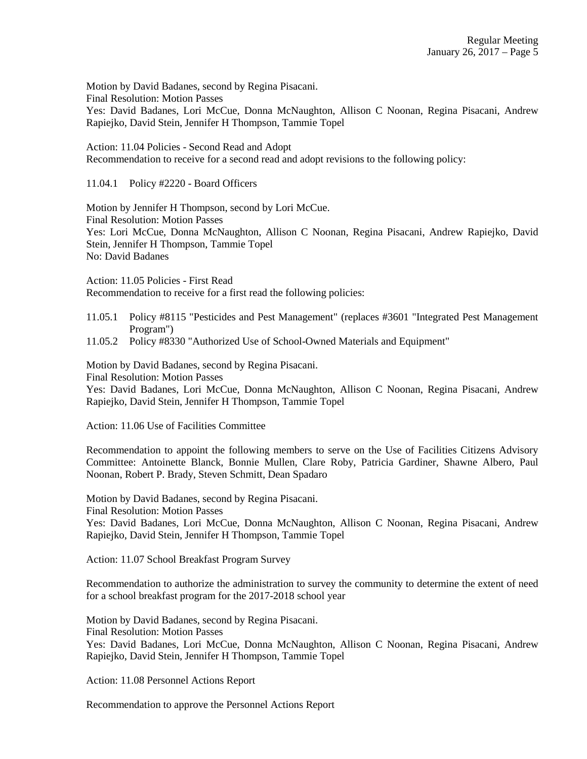Motion by David Badanes, second by Regina Pisacani.
Final Resolution: Motion Passes
Yes: David Badanes, Lori McCue, Donna McNaughton, Allison C Noonan, Regina Pisacani, Andrew Rapiejko, David Stein, Jennifer H Thompson, Tammie Topel

Action: 11.04 Policies - Second Read and Adopt
Recommendation to receive for a second read and adopt revisions to the following policy:

11.04.1 Policy #2220 - Board Officers

Motion by Jennifer H Thompson, second by Lori McCue.
Final Resolution: Motion Passes
Yes: Lori McCue, Donna McNaughton, Allison C Noonan, Regina Pisacani, Andrew Rapiejko, David Stein, Jennifer H Thompson, Tammie Topel
No: David Badanes

Action: 11.05 Policies - First Read
Recommendation to receive for a first read the following policies:

11.05.1 Policy #8115 "Pesticides and Pest Management" (replaces #3601 "Integrated Pest Management Program")
11.05.2 Policy #8330 "Authorized Use of School-Owned Materials and Equipment"

Motion by David Badanes, second by Regina Pisacani.
Final Resolution: Motion Passes
Yes: David Badanes, Lori McCue, Donna McNaughton, Allison C Noonan, Regina Pisacani, Andrew Rapiejko, David Stein, Jennifer H Thompson, Tammie Topel

Action: 11.06 Use of Facilities Committee

Recommendation to appoint the following members to serve on the Use of Facilities Citizens Advisory Committee: Antoinette Blanck, Bonnie Mullen, Clare Roby, Patricia Gardiner, Shawne Albero, Paul Noonan, Robert P. Brady, Steven Schmitt, Dean Spadaro

Motion by David Badanes, second by Regina Pisacani.
Final Resolution: Motion Passes
Yes: David Badanes, Lori McCue, Donna McNaughton, Allison C Noonan, Regina Pisacani, Andrew Rapiejko, David Stein, Jennifer H Thompson, Tammie Topel

Action: 11.07 School Breakfast Program Survey

Recommendation to authorize the administration to survey the community to determine the extent of need for a school breakfast program for the 2017-2018 school year

Motion by David Badanes, second by Regina Pisacani.
Final Resolution: Motion Passes
Yes: David Badanes, Lori McCue, Donna McNaughton, Allison C Noonan, Regina Pisacani, Andrew Rapiejko, David Stein, Jennifer H Thompson, Tammie Topel

Action: 11.08 Personnel Actions Report

Recommendation to approve the Personnel Actions Report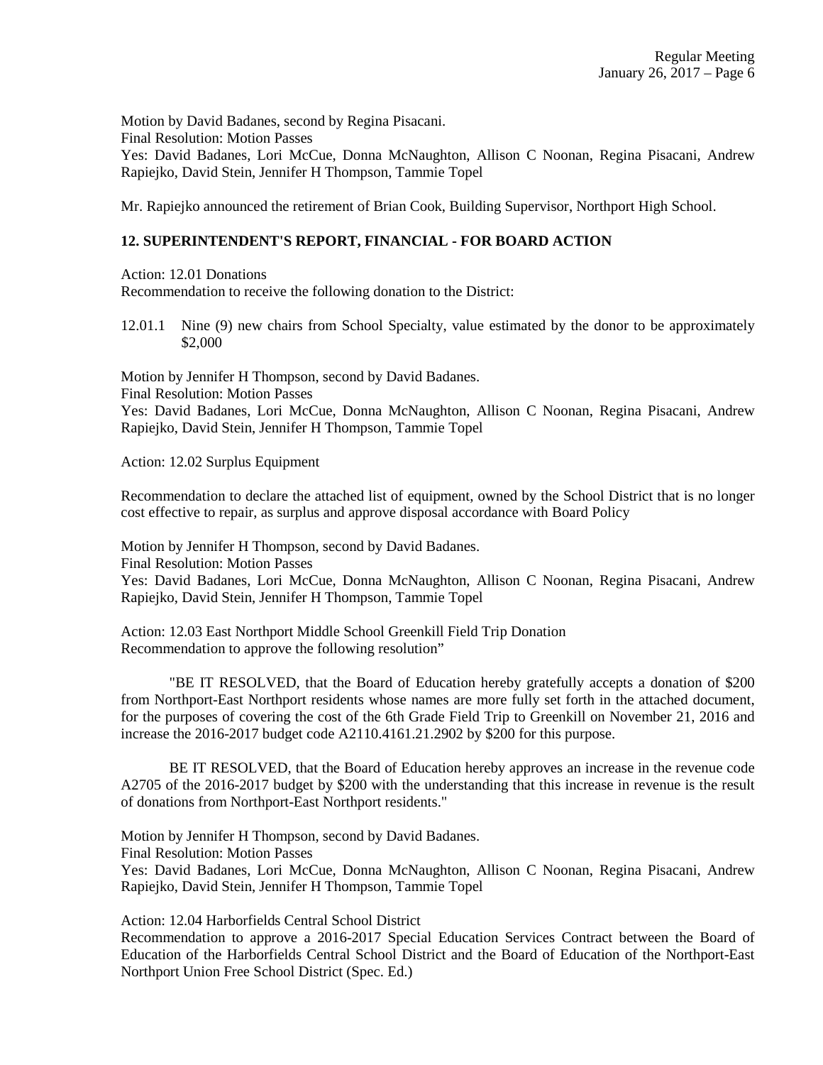Motion by David Badanes, second by Regina Pisacani.
Final Resolution: Motion Passes
Yes: David Badanes, Lori McCue, Donna McNaughton, Allison C Noonan, Regina Pisacani, Andrew Rapiejko, David Stein, Jennifer H Thompson, Tammie Topel

Mr. Rapiejko announced the retirement of Brian Cook, Building Supervisor, Northport High School.

## 12. SUPERINTENDENT'S REPORT, FINANCIAL - FOR BOARD ACTION

Action: 12.01 Donations
Recommendation to receive the following donation to the District:

12.01.1 Nine (9) new chairs from School Specialty, value estimated by the donor to be approximately $2,000

Motion by Jennifer H Thompson, second by David Badanes.
Final Resolution: Motion Passes
Yes: David Badanes, Lori McCue, Donna McNaughton, Allison C Noonan, Regina Pisacani, Andrew Rapiejko, David Stein, Jennifer H Thompson, Tammie Topel

Action: 12.02 Surplus Equipment

Recommendation to declare the attached list of equipment, owned by the School District that is no longer cost effective to repair, as surplus and approve disposal accordance with Board Policy

Motion by Jennifer H Thompson, second by David Badanes.
Final Resolution: Motion Passes
Yes: David Badanes, Lori McCue, Donna McNaughton, Allison C Noonan, Regina Pisacani, Andrew Rapiejko, David Stein, Jennifer H Thompson, Tammie Topel

Action: 12.03 East Northport Middle School Greenkill Field Trip Donation
Recommendation to approve the following resolution"

"BE IT RESOLVED, that the Board of Education hereby gratefully accepts a donation of $200 from Northport-East Northport residents whose names are more fully set forth in the attached document, for the purposes of covering the cost of the 6th Grade Field Trip to Greenkill on November 21, 2016 and increase the 2016-2017 budget code A2110.4161.21.2902 by $200 for this purpose.

BE IT RESOLVED, that the Board of Education hereby approves an increase in the revenue code A2705 of the 2016-2017 budget by $200 with the understanding that this increase in revenue is the result of donations from Northport-East Northport residents."

Motion by Jennifer H Thompson, second by David Badanes.
Final Resolution: Motion Passes
Yes: David Badanes, Lori McCue, Donna McNaughton, Allison C Noonan, Regina Pisacani, Andrew Rapiejko, David Stein, Jennifer H Thompson, Tammie Topel

Action: 12.04 Harborfields Central School District
Recommendation to approve a 2016-2017 Special Education Services Contract between the Board of Education of the Harborfields Central School District and the Board of Education of the Northport-East Northport Union Free School District (Spec. Ed.)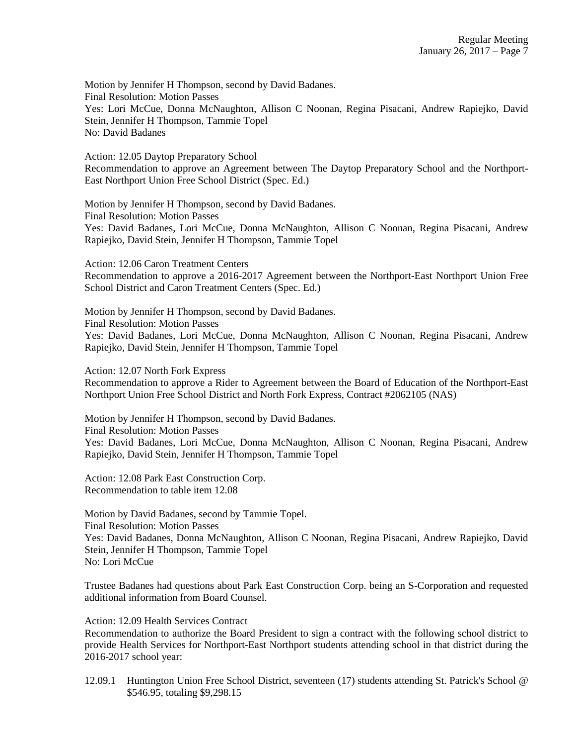Motion by Jennifer H Thompson, second by David Badanes.
Final Resolution: Motion Passes
Yes: Lori McCue, Donna McNaughton, Allison C Noonan, Regina Pisacani, Andrew Rapiejko, David Stein, Jennifer H Thompson, Tammie Topel
No: David Badanes

Action: 12.05 Daytop Preparatory School
Recommendation to approve an Agreement between The Daytop Preparatory School and the Northport-East Northport Union Free School District (Spec. Ed.)

Motion by Jennifer H Thompson, second by David Badanes.
Final Resolution: Motion Passes
Yes: David Badanes, Lori McCue, Donna McNaughton, Allison C Noonan, Regina Pisacani, Andrew Rapiejko, David Stein, Jennifer H Thompson, Tammie Topel

Action: 12.06 Caron Treatment Centers
Recommendation to approve a 2016-2017 Agreement between the Northport-East Northport Union Free School District and Caron Treatment Centers (Spec. Ed.)

Motion by Jennifer H Thompson, second by David Badanes.
Final Resolution: Motion Passes
Yes: David Badanes, Lori McCue, Donna McNaughton, Allison C Noonan, Regina Pisacani, Andrew Rapiejko, David Stein, Jennifer H Thompson, Tammie Topel

Action: 12.07 North Fork Express
Recommendation to approve a Rider to Agreement between the Board of Education of the Northport-East Northport Union Free School District and North Fork Express, Contract #2062105 (NAS)

Motion by Jennifer H Thompson, second by David Badanes.
Final Resolution: Motion Passes
Yes: David Badanes, Lori McCue, Donna McNaughton, Allison C Noonan, Regina Pisacani, Andrew Rapiejko, David Stein, Jennifer H Thompson, Tammie Topel

Action: 12.08 Park East Construction Corp.
Recommendation to table item 12.08

Motion by David Badanes, second by Tammie Topel.
Final Resolution: Motion Passes
Yes: David Badanes, Donna McNaughton, Allison C Noonan, Regina Pisacani, Andrew Rapiejko, David Stein, Jennifer H Thompson, Tammie Topel
No: Lori McCue

Trustee Badanes had questions about Park East Construction Corp. being an S-Corporation and requested additional information from Board Counsel.

Action: 12.09 Health Services Contract
Recommendation to authorize the Board President to sign a contract with the following school district to provide Health Services for Northport-East Northport students attending school in that district during the 2016-2017 school year:

12.09.1 Huntington Union Free School District, seventeen (17) students attending St. Patrick's School @ $546.95, totaling $9,298.15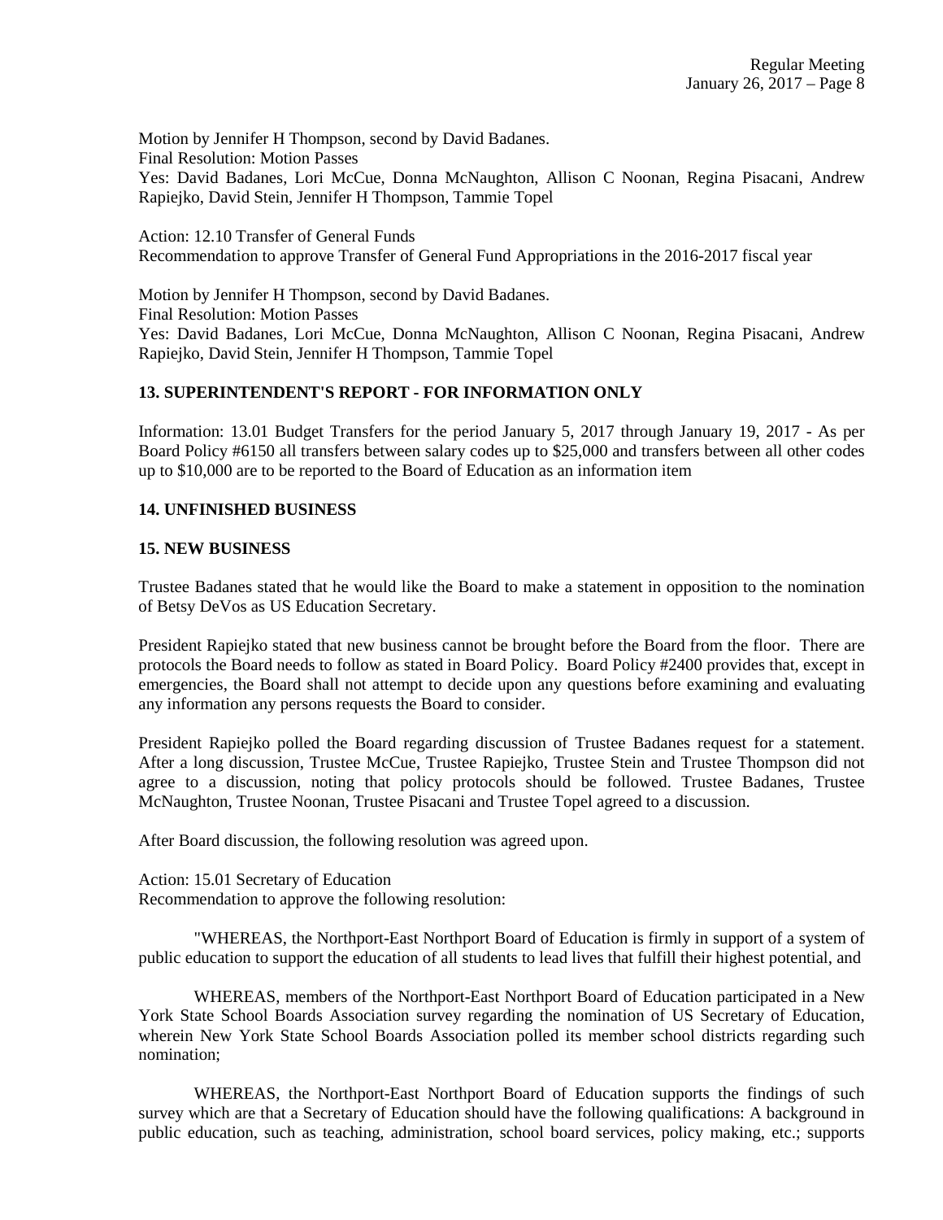Motion by Jennifer H Thompson, second by David Badanes.
Final Resolution: Motion Passes
Yes: David Badanes, Lori McCue, Donna McNaughton, Allison C Noonan, Regina Pisacani, Andrew Rapiejko, David Stein, Jennifer H Thompson, Tammie Topel

Action: 12.10 Transfer of General Funds
Recommendation to approve Transfer of General Fund Appropriations in the 2016-2017 fiscal year

Motion by Jennifer H Thompson, second by David Badanes.
Final Resolution: Motion Passes
Yes: David Badanes, Lori McCue, Donna McNaughton, Allison C Noonan, Regina Pisacani, Andrew Rapiejko, David Stein, Jennifer H Thompson, Tammie Topel

**13. SUPERINTENDENT'S REPORT - FOR INFORMATION ONLY**

Information: 13.01 Budget Transfers for the period January 5, 2017 through January 19, 2017 - As per Board Policy #6150 all transfers between salary codes up to $25,000 and transfers between all other codes up to $10,000 are to be reported to the Board of Education as an information item

**14. UNFINISHED BUSINESS**

**15. NEW BUSINESS**

Trustee Badanes stated that he would like the Board to make a statement in opposition to the nomination of Betsy DeVos as US Education Secretary.

President Rapiejko stated that new business cannot be brought before the Board from the floor. There are protocols the Board needs to follow as stated in Board Policy. Board Policy #2400 provides that, except in emergencies, the Board shall not attempt to decide upon any questions before examining and evaluating any information any persons requests the Board to consider.

President Rapiejko polled the Board regarding discussion of Trustee Badanes request for a statement. After a long discussion, Trustee McCue, Trustee Rapiejko, Trustee Stein and Trustee Thompson did not agree to a discussion, noting that policy protocols should be followed. Trustee Badanes, Trustee McNaughton, Trustee Noonan, Trustee Pisacani and Trustee Topel agreed to a discussion.

After Board discussion, the following resolution was agreed upon.

Action: 15.01 Secretary of Education
Recommendation to approve the following resolution:

"WHEREAS, the Northport-East Northport Board of Education is firmly in support of a system of public education to support the education of all students to lead lives that fulfill their highest potential, and

WHEREAS, members of the Northport-East Northport Board of Education participated in a New York State School Boards Association survey regarding the nomination of US Secretary of Education, wherein New York State School Boards Association polled its member school districts regarding such nomination;

WHEREAS, the Northport-East Northport Board of Education supports the findings of such survey which are that a Secretary of Education should have the following qualifications: A background in public education, such as teaching, administration, school board services, policy making, etc.; supports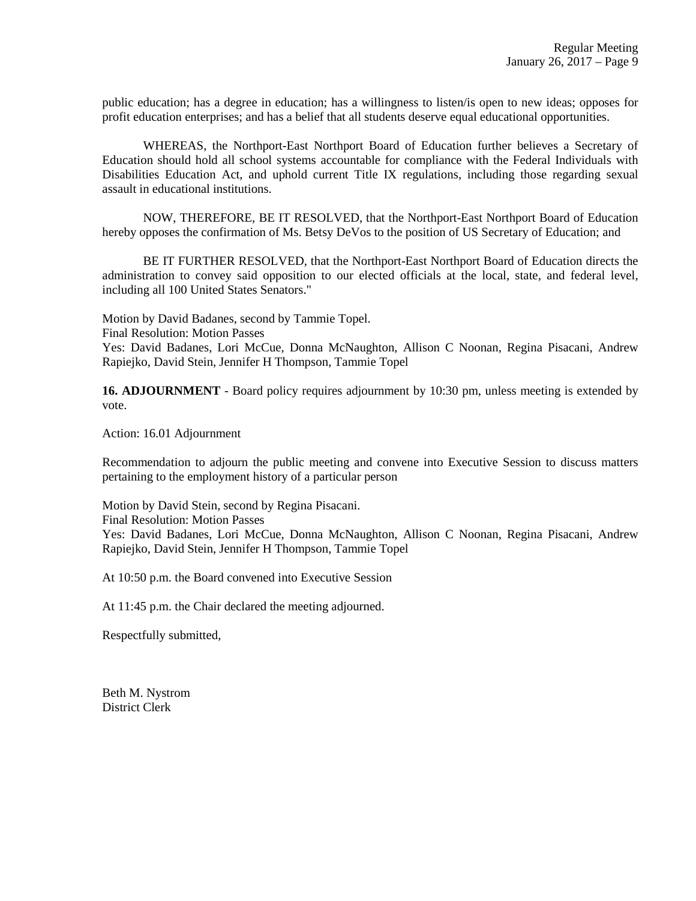public education; has a degree in education; has a willingness to listen/is open to new ideas; opposes for profit education enterprises; and has a belief that all students deserve equal educational opportunities.

WHEREAS, the Northport-East Northport Board of Education further believes a Secretary of Education should hold all school systems accountable for compliance with the Federal Individuals with Disabilities Education Act, and uphold current Title IX regulations, including those regarding sexual assault in educational institutions.

NOW, THEREFORE, BE IT RESOLVED, that the Northport-East Northport Board of Education hereby opposes the confirmation of Ms. Betsy DeVos to the position of US Secretary of Education; and

BE IT FURTHER RESOLVED, that the Northport-East Northport Board of Education directs the administration to convey said opposition to our elected officials at the local, state, and federal level, including all 100 United States Senators."

Motion by David Badanes, second by Tammie Topel.
Final Resolution: Motion Passes
Yes: David Badanes, Lori McCue, Donna McNaughton, Allison C Noonan, Regina Pisacani, Andrew Rapiejko, David Stein, Jennifer H Thompson, Tammie Topel

**16. ADJOURNMENT** - Board policy requires adjournment by 10:30 pm, unless meeting is extended by vote.

Action: 16.01 Adjournment

Recommendation to adjourn the public meeting and convene into Executive Session to discuss matters pertaining to the employment history of a particular person

Motion by David Stein, second by Regina Pisacani.
Final Resolution: Motion Passes
Yes: David Badanes, Lori McCue, Donna McNaughton, Allison C Noonan, Regina Pisacani, Andrew Rapiejko, David Stein, Jennifer H Thompson, Tammie Topel

At 10:50 p.m. the Board convened into Executive Session

At 11:45 p.m. the Chair declared the meeting adjourned.

Respectfully submitted,

Beth M. Nystrom
District Clerk